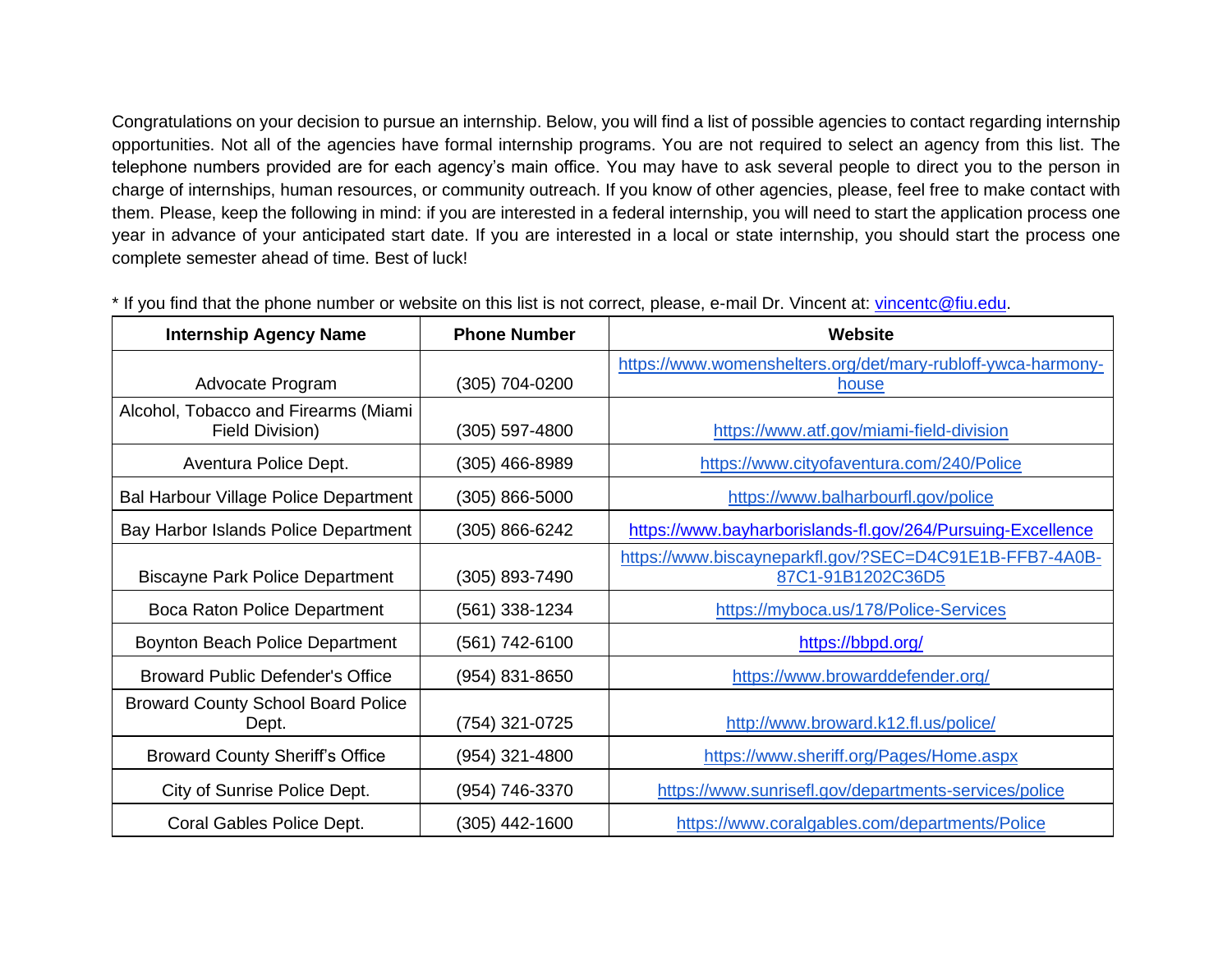Congratulations on your decision to pursue an internship. Below, you will find a list of possible agencies to contact regarding internship opportunities. Not all of the agencies have formal internship programs. You are not required to select an agency from this list. The telephone numbers provided are for each agency's main office. You may have to ask several people to direct you to the person in charge of internships, human resources, or community outreach. If you know of other agencies, please, feel free to make contact with them. Please, keep the following in mind: if you are interested in a federal internship, you will need to start the application process one year in advance of your anticipated start date. If you are interested in a local or state internship, you should start the process one complete semester ahead of time. Best of luck!

* If you find that the phone number or website on this list is not correct, please, e-mail Dr. Vincent at: vincentc@fiu.edu.

| Internship Agency Name | Phone Number | Website |
|---|---|---|
| Advocate Program | (305) 704-0200 | https://www.womenshelters.org/det/mary-rubloff-ywca-harmony-house |
| Alcohol, Tobacco and Firearms (Miami Field Division) | (305) 597-4800 | https://www.atf.gov/miami-field-division |
| Aventura Police Dept. | (305) 466-8989 | https://www.cityofaventura.com/240/Police |
| Bal Harbour Village Police Department | (305) 866-5000 | https://www.balharbourfl.gov/police |
| Bay Harbor Islands Police Department | (305) 866-6242 | https://www.bayharborislands-fl.gov/264/Pursuing-Excellence |
| Biscayne Park Police Department | (305) 893-7490 | https://www.biscayneparkfl.gov/?SEC=D4C91E1B-FFB7-4A0B-87C1-91B1202C36D5 |
| Boca Raton Police Department | (561) 338-1234 | https://myboca.us/178/Police-Services |
| Boynton Beach Police Department | (561) 742-6100 | https://bbpd.org/ |
| Broward Public Defender's Office | (954) 831-8650 | https://www.browarddefender.org/ |
| Broward County School Board Police Dept. | (754) 321-0725 | http://www.broward.k12.fl.us/police/ |
| Broward County Sheriff's Office | (954) 321-4800 | https://www.sheriff.org/Pages/Home.aspx |
| City of Sunrise Police Dept. | (954) 746-3370 | https://www.sunrisefl.gov/departments-services/police |
| Coral Gables Police Dept. | (305) 442-1600 | https://www.coralgables.com/departments/Police |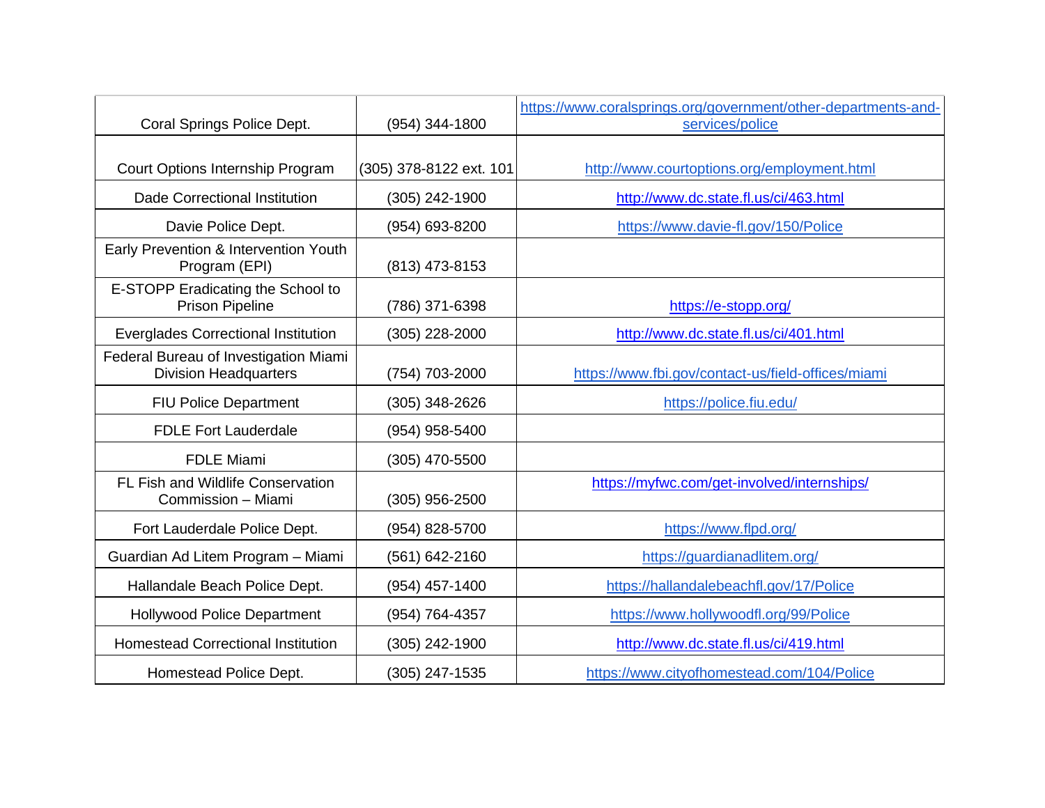| | | |
|---|---|---|
| Coral Springs Police Dept. | (954) 344-1800 | https://www.coralsprings.org/government/other-departments-and-services/police |
| Court Options Internship Program | (305) 378-8122 ext. 101 | http://www.courtoptions.org/employment.html |
| Dade Correctional Institution | (305) 242-1900 | http://www.dc.state.fl.us/ci/463.html |
| Davie Police Dept. | (954) 693-8200 | https://www.davie-fl.gov/150/Police |
| Early Prevention & Intervention Youth Program (EPI) | (813) 473-8153 | |
| E-STOPP Eradicating the School to Prison Pipeline | (786) 371-6398 | https://e-stopp.org/ |
| Everglades Correctional Institution | (305) 228-2000 | http://www.dc.state.fl.us/ci/401.html |
| Federal Bureau of Investigation Miami Division Headquarters | (754) 703-2000 | https://www.fbi.gov/contact-us/field-offices/miami |
| FIU Police Department | (305) 348-2626 | https://police.fiu.edu/ |
| FDLE Fort Lauderdale | (954) 958-5400 | |
| FDLE Miami | (305) 470-5500 | |
| FL Fish and Wildlife Conservation Commission – Miami | (305) 956-2500 | https://myfwc.com/get-involved/internships/ |
| Fort Lauderdale Police Dept. | (954) 828-5700 | https://www.flpd.org/ |
| Guardian Ad Litem Program – Miami | (561) 642-2160 | https://guardianadlitem.org/ |
| Hallandale Beach Police Dept. | (954) 457-1400 | https://hallandalebeachfl.gov/17/Police |
| Hollywood Police Department | (954) 764-4357 | https://www.hollywoodfl.org/99/Police |
| Homestead Correctional Institution | (305) 242-1900 | http://www.dc.state.fl.us/ci/419.html |
| Homestead Police Dept. | (305) 247-1535 | https://www.cityofhomestead.com/104/Police |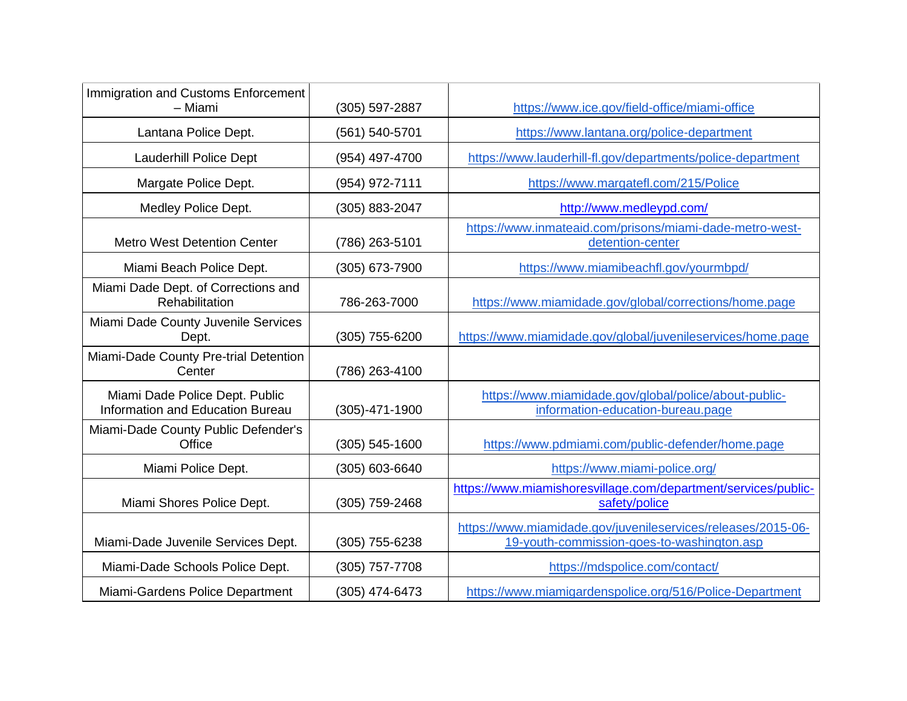| Immigration and Customs Enforcement – Miami | (305) 597-2887 | https://www.ice.gov/field-office/miami-office |
|---|---|---|
| Lantana Police Dept. | (561) 540-5701 | https://www.lantana.org/police-department |
| Lauderhill Police Dept | (954) 497-4700 | https://www.lauderhill-fl.gov/departments/police-department |
| Margate Police Dept. | (954) 972-7111 | https://www.margatefl.com/215/Police |
| Medley Police Dept. | (305) 883-2047 | http://www.medleypd.com/ |
| Metro West Detention Center | (786) 263-5101 | https://www.inmateaid.com/prisons/miami-dade-metro-west-detention-center |
| Miami Beach Police Dept. | (305) 673-7900 | https://www.miamibeachfl.gov/yourmbpd/ |
| Miami Dade Dept. of Corrections and Rehabilitation | 786-263-7000 | https://www.miamidade.gov/global/corrections/home.page |
| Miami Dade County Juvenile Services Dept. | (305) 755-6200 | https://www.miamidade.gov/global/juvenileservices/home.page |
| Miami-Dade County Pre-trial Detention Center | (786) 263-4100 | |
| Miami Dade Police Dept. Public Information and Education Bureau | (305)-471-1900 | https://www.miamidade.gov/global/police/about-public-information-education-bureau.page |
| Miami-Dade County Public Defender's Office | (305) 545-1600 | https://www.pdmiami.com/public-defender/home.page |
| Miami Police Dept. | (305) 603-6640 | https://www.miami-police.org/ |
| Miami Shores Police Dept. | (305) 759-2468 | https://www.miamishoresvillage.com/department/services/public-safety/police |
| Miami-Dade Juvenile Services Dept. | (305) 755-6238 | https://www.miamidade.gov/juvenileservices/releases/2015-06-19-youth-commission-goes-to-washington.asp |
| Miami-Dade Schools Police Dept. | (305) 757-7708 | https://mdspolice.com/contact/ |
| Miami-Gardens Police Department | (305) 474-6473 | https://www.miamigardenspolice.org/516/Police-Department |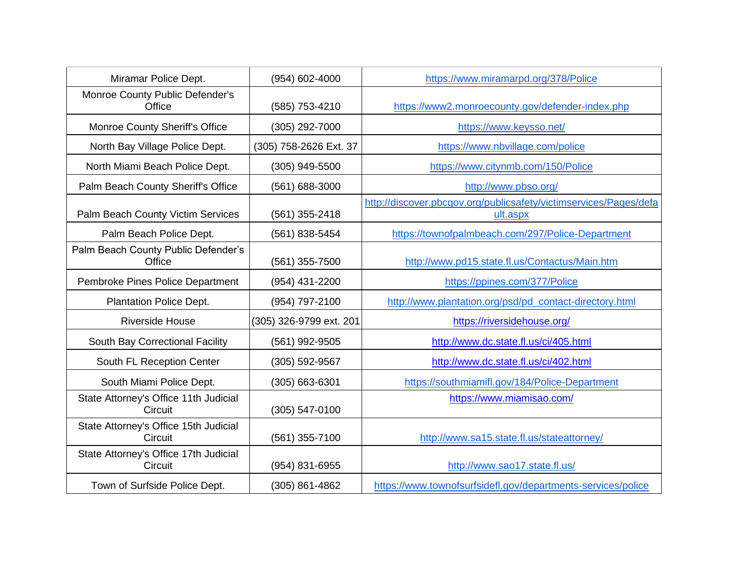| Miramar Police Dept. | (954) 602-4000 | https://www.miramarpd.org/378/Police |
|---|---|---|
| Monroe County Public Defender's Office | (585) 753-4210 | https://www2.monroecounty.gov/defender-index.php |
| Monroe County Sheriff's Office | (305) 292-7000 | https://www.keysso.net/ |
| North Bay Village Police Dept. | (305) 758-2626 Ext. 37 | https://www.nbvillage.com/police |
| North Miami Beach Police Dept. | (305) 949-5500 | https://www.citynmb.com/150/Police |
| Palm Beach County Sheriff's Office | (561) 688-3000 | http://www.pbso.org/ |
| Palm Beach County Victim Services | (561) 355-2418 | http://discover.pbcgov.org/publicsafety/victimservices/Pages/default.aspx |
| Palm Beach Police Dept. | (561) 838-5454 | https://townofpalmbeach.com/297/Police-Department |
| Palm Beach County Public Defender's Office | (561) 355-7500 | http://www.pd15.state.fl.us/Contactus/Main.htm |
| Pembroke Pines Police Department | (954) 431-2200 | https://ppines.com/377/Police |
| Plantation Police Dept. | (954) 797-2100 | http://www.plantation.org/psd/pd_contact-directory.html |
| Riverside House | (305) 326-9799 ext. 201 | https://riversidehouse.org/ |
| South Bay Correctional Facility | (561) 992-9505 | http://www.dc.state.fl.us/ci/405.html |
| South FL Reception Center | (305) 592-9567 | http://www.dc.state.fl.us/ci/402.html |
| South Miami Police Dept. | (305) 663-6301 | https://southmiamifl.gov/184/Police-Department |
| State Attorney's Office 11th Judicial Circuit | (305) 547-0100 | https://www.miamisao.com/ |
| State Attorney's Office 15th Judicial Circuit | (561) 355-7100 | http://www.sa15.state.fl.us/stateattorney/ |
| State Attorney's Office 17th Judicial Circuit | (954) 831-6955 | http://www.sao17.state.fl.us/ |
| Town of Surfside Police Dept. | (305) 861-4862 | https://www.townofsurfsidefl.gov/departments-services/police |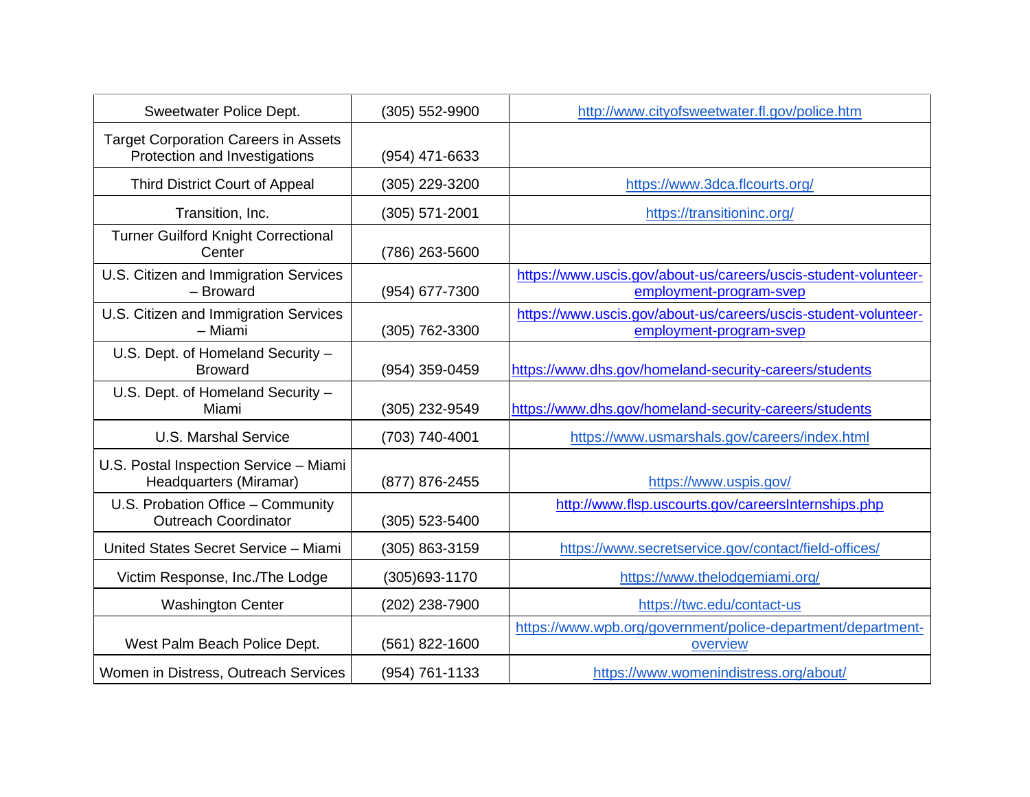| | | |
|---|---|---|
| Sweetwater Police Dept. | (305) 552-9900 | http://www.cityofsweetwater.fl.gov/police.htm |
| Target Corporation Careers in Assets Protection and Investigations | (954) 471-6633 | |
| Third District Court of Appeal | (305) 229-3200 | https://www.3dca.flcourts.org/ |
| Transition, Inc. | (305) 571-2001 | https://transitioninc.org/ |
| Turner Guilford Knight Correctional Center | (786) 263-5600 | |
| U.S. Citizen and Immigration Services – Broward | (954) 677-7300 | https://www.uscis.gov/about-us/careers/uscis-student-volunteer-employment-program-svep |
| U.S. Citizen and Immigration Services – Miami | (305) 762-3300 | https://www.uscis.gov/about-us/careers/uscis-student-volunteer-employment-program-svep |
| U.S. Dept. of Homeland Security – Broward | (954) 359-0459 | https://www.dhs.gov/homeland-security-careers/students |
| U.S. Dept. of Homeland Security – Miami | (305) 232-9549 | https://www.dhs.gov/homeland-security-careers/students |
| U.S. Marshal Service | (703) 740-4001 | https://www.usmarshals.gov/careers/index.html |
| U.S. Postal Inspection Service – Miami Headquarters (Miramar) | (877) 876-2455 | https://www.uspis.gov/ |
| U.S. Probation Office – Community Outreach Coordinator | (305) 523-5400 | http://www.flsp.uscourts.gov/careersInternships.php |
| United States Secret Service – Miami | (305) 863-3159 | https://www.secretservice.gov/contact/field-offices/ |
| Victim Response, Inc./The Lodge | (305)693-1170 | https://www.thelodgemiami.org/ |
| Washington Center | (202) 238-7900 | https://twc.edu/contact-us |
| West Palm Beach Police Dept. | (561) 822-1600 | https://www.wpb.org/government/police-department/department-overview |
| Women in Distress, Outreach Services | (954) 761-1133 | https://www.womenindistress.org/about/ |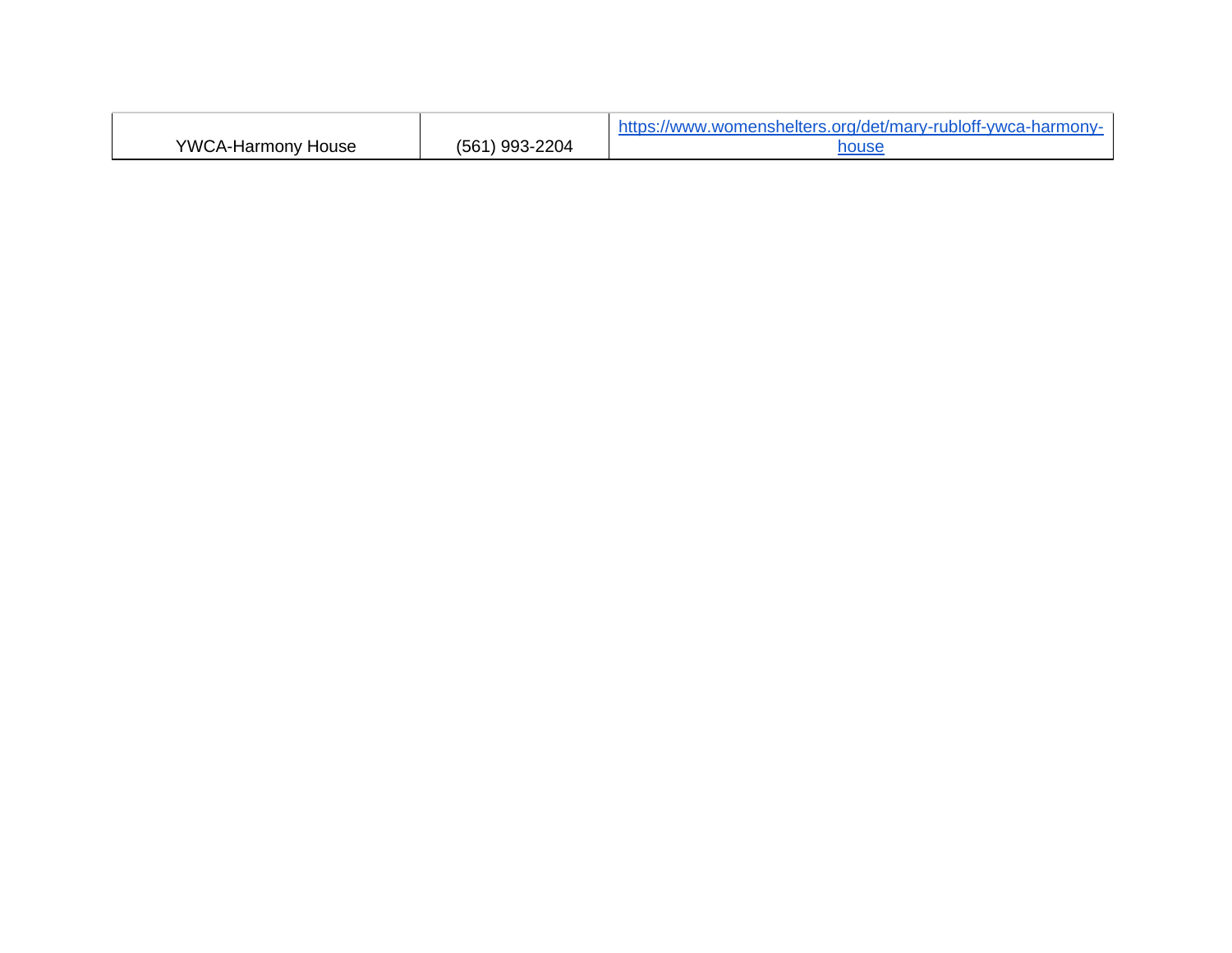| | | |
|---|---|---|
| YWCA-Harmony House | (561) 993-2204 | https://www.womenshelters.org/det/mary-rubloff-ywca-harmony-house |